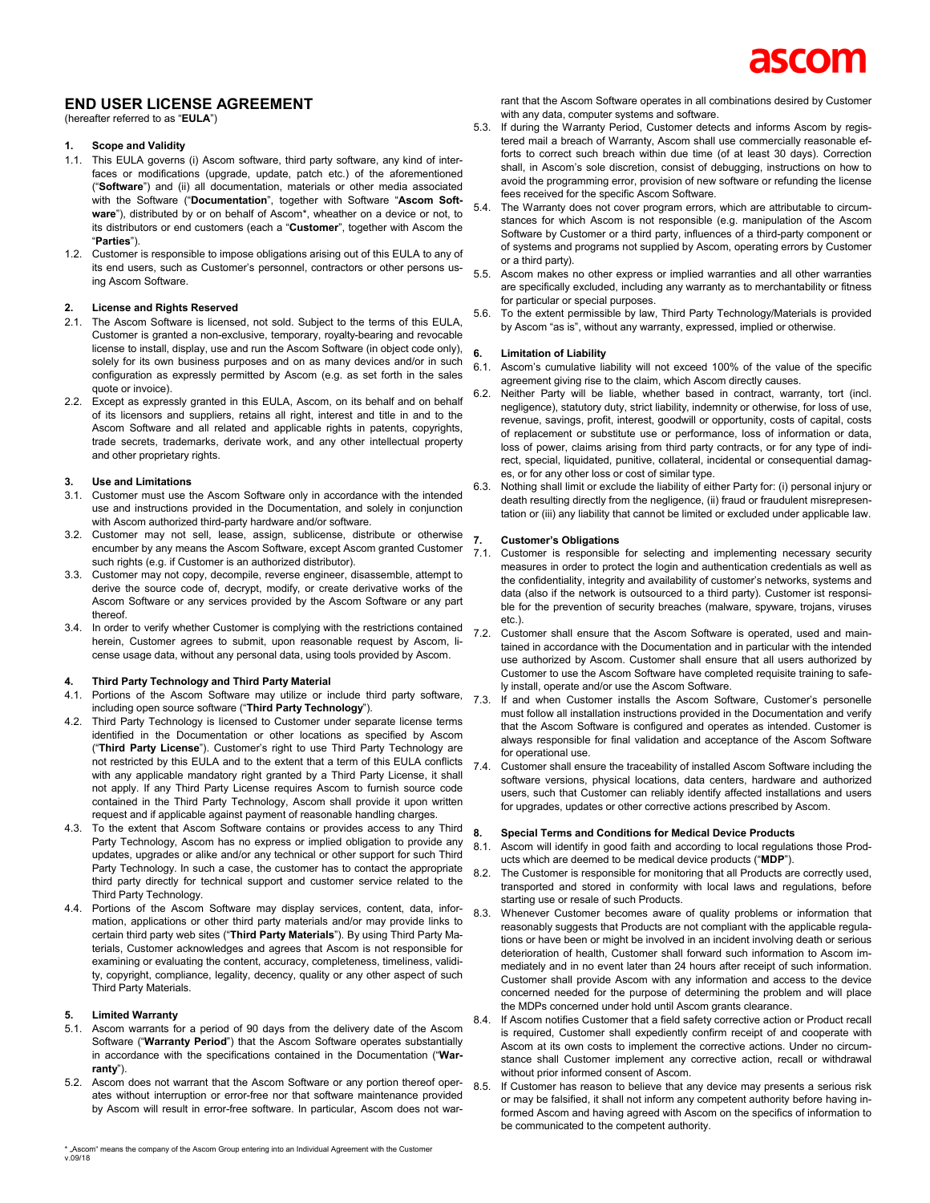# END USER LICENSE AGREEMENT

(hereafter referred to as "**EULA**")

## 1. Scope and Validity

1.1. This EULA governs (i) Ascom software, third party software, any kind of interfaces or modifications (upgrade, update, patch etc.) of the aforementioned ("**Software**") and (ii) all documentation, materials or other media associated with the Software ("**Documentation**", together with Software "**Ascom Software**"), distributed by or on behalf of Ascom*, wheather on a device or not, to its distributors or end customers (each a "**Customer**", together with Ascom the "**Parties**").

1.2. Customer is responsible to impose obligations arising out of this EULA to any of its end users, such as Customer's personnel, contractors or other persons using Ascom Software.

## 2. License and Rights Reserved

2.1. The Ascom Software is licensed, not sold. Subject to the terms of this EULA, Customer is granted a non-exclusive, temporary, royalty-bearing and revocable license to install, display, use and run the Ascom Software (in object code only), solely for its own business purposes and on as many devices and/or in such configuration as expressly permitted by Ascom (e.g. as set forth in the sales quote or invoice).

2.2. Except as expressly granted in this EULA, Ascom, on its behalf and on behalf of its licensors and suppliers, retains all right, interest and title in and to the Ascom Software and all related and applicable rights in patents, copyrights, trade secrets, trademarks, derivate work, and any other intellectual property and other proprietary rights.

## 3. Use and Limitations

3.1. Customer must use the Ascom Software only in accordance with the intended use and instructions provided in the Documentation, and solely in conjunction with Ascom authorized third-party hardware and/or software.

3.2. Customer may not sell, lease, assign, sublicense, distribute or otherwise encumber by any means the Ascom Software, except Ascom granted Customer such rights (e.g. if Customer is an authorized distributor).

3.3. Customer may not copy, decompile, reverse engineer, disassemble, attempt to derive the source code of, decrypt, modify, or create derivative works of the Ascom Software or any services provided by the Ascom Software or any part thereof.

3.4. In order to verify whether Customer is complying with the restrictions contained herein, Customer agrees to submit, upon reasonable request by Ascom, license usage data, without any personal data, using tools provided by Ascom.

## 4. Third Party Technology and Third Party Material

4.1. Portions of the Ascom Software may utilize or include third party software, including open source software ("**Third Party Technology**").

4.2. Third Party Technology is licensed to Customer under separate license terms identified in the Documentation or other locations as specified by Ascom ("**Third Party License**"). Customer's right to use Third Party Technology are not restricted by this EULA and to the extent that a term of this EULA conflicts with any applicable mandatory right granted by a Third Party License, it shall not apply. If any Third Party License requires Ascom to furnish source code contained in the Third Party Technology, Ascom shall provide it upon written request and if applicable against payment of reasonable handling charges.

4.3. To the extent that Ascom Software contains or provides access to any Third Party Technology, Ascom has no express or implied obligation to provide any updates, upgrades or alike and/or any technical or other support for such Third Party Technology. In such a case, the customer has to contact the appropriate third party directly for technical support and customer service related to the Third Party Technology.

4.4. Portions of the Ascom Software may display services, content, data, information, applications or other third party materials and/or may provide links to certain third party web sites ("**Third Party Materials**"). By using Third Party Materials, Customer acknowledges and agrees that Ascom is not responsible for examining or evaluating the content, accuracy, completeness, timeliness, validity, copyright, compliance, legality, decency, quality or any other aspect of such Third Party Materials.

## 5. Limited Warranty

5.1. Ascom warrants for a period of 90 days from the delivery date of the Ascom Software ("**Warranty Period**") that the Ascom Software operates substantially in accordance with the specifications contained in the Documentation ("**Warranty**").

5.2. Ascom does not warrant that the Ascom Software or any portion thereof operates without interruption or error-free nor that software maintenance provided by Ascom will result in error-free software. In particular, Ascom does not warrant that the Ascom Software operates in all combinations desired by Customer with any data, computer systems and software.

5.3. If during the Warranty Period, Customer detects and informs Ascom by registered mail a breach of Warranty, Ascom shall use commercially reasonable efforts to correct such breach within due time (of at least 30 days). Correction shall, in Ascom's sole discretion, consist of debugging, instructions on how to avoid the programming error, provision of new software or refunding the license fees received for the specific Ascom Software.

5.4. The Warranty does not cover program errors, which are attributable to circumstances for which Ascom is not responsible (e.g. manipulation of the Ascom Software by Customer or a third party, influences of a third-party component or of systems and programs not supplied by Ascom, operating errors by Customer or a third party).

5.5. Ascom makes no other express or implied warranties and all other warranties are specifically excluded, including any warranty as to merchantability or fitness for particular or special purposes.

5.6. To the extent permissible by law, Third Party Technology/Materials is provided by Ascom "as is", without any warranty, expressed, implied or otherwise.

## 6. Limitation of Liability

6.1. Ascom's cumulative liability will not exceed 100% of the value of the specific agreement giving rise to the claim, which Ascom directly causes.

6.2. Neither Party will be liable, whether based in contract, warranty, tort (incl. negligence), statutory duty, strict liability, indemnity or otherwise, for loss of use, revenue, savings, profit, interest, goodwill or opportunity, costs of capital, costs of replacement or substitute use or performance, loss of information or data, loss of power, claims arising from third party contracts, or for any type of indirect, special, liquidated, punitive, collateral, incidental or consequential damages, or for any other loss or cost of similar type.

6.3. Nothing shall limit or exclude the liability of either Party for: (i) personal injury or death resulting directly from the negligence, (ii) fraud or fraudulent misrepresentation or (iii) any liability that cannot be limited or excluded under applicable law.

## 7. Customer's Obligations

7.1. Customer is responsible for selecting and implementing necessary security measures in order to protect the login and authentication credentials as well as the confidentiality, integrity and availability of customer's networks, systems and data (also if the network is outsourced to a third party). Customer ist responsible for the prevention of security breaches (malware, spyware, trojans, viruses etc.).

7.2. Customer shall ensure that the Ascom Software is operated, used and maintained in accordance with the Documentation and in particular with the intended use authorized by Ascom. Customer shall ensure that all users authorized by Customer to use the Ascom Software have completed requisite training to safely install, operate and/or use the Ascom Software.

7.3. If and when Customer installs the Ascom Software, Customer's personelle must follow all installation instructions provided in the Documentation and verify that the Ascom Software is configured and operates as intended. Customer is always responsible for final validation and acceptance of the Ascom Software for operational use.

7.4. Customer shall ensure the traceability of installed Ascom Software including the software versions, physical locations, data centers, hardware and authorized users, such that Customer can reliably identify affected installations and users for upgrades, updates or other corrective actions prescribed by Ascom.

## 8. Special Terms and Conditions for Medical Device Products

8.1. Ascom will identify in good faith and according to local regulations those Products which are deemed to be medical device products ("**MDP**").

8.2. The Customer is responsible for monitoring that all Products are correctly used, transported and stored in conformity with local laws and regulations, before starting use or resale of such Products.

8.3. Whenever Customer becomes aware of quality problems or information that reasonably suggests that Products are not compliant with the applicable regulations or have been or might be involved in an incident involving death or serious deterioration of health, Customer shall forward such information to Ascom immediately and in no event later than 24 hours after receipt of such information. Customer shall provide Ascom with any information and access to the device concerned needed for the purpose of determining the problem and will place the MDPs concerned under hold until Ascom grants clearance.

8.4. If Ascom notifies Customer that a field safety corrective action or Product recall is required, Customer shall expediently confirm receipt of and cooperate with Ascom at its own costs to implement the corrective actions. Under no circumstance shall Customer implement any corrective action, recall or withdrawal without prior informed consent of Ascom.

8.5. If Customer has reason to believe that any device may presents a serious risk or may be falsified, it shall not inform any competent authority before having informed Ascom and having agreed with Ascom on the specifics of information to be communicated to the competent authority.

* „Ascom" means the company of the Ascom Group entering into an Individual Agreement with the Customer
v.09/18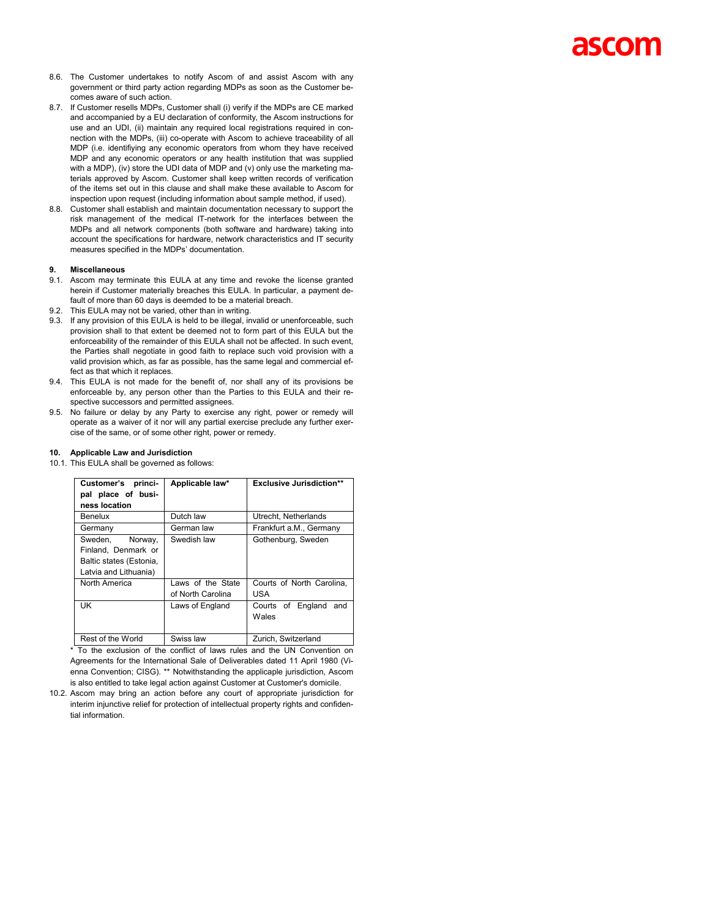8.6. The Customer undertakes to notify Ascom of and assist Ascom with any government or third party action regarding MDPs as soon as the Customer becomes aware of such action.

8.7. If Customer resells MDPs, Customer shall (i) verify if the MDPs are CE marked and accompanied by a EU declaration of conformity, the Ascom instructions for use and an UDI, (ii) maintain any required local registrations required in connection with the MDPs, (iii) co-operate with Ascom to achieve traceability of all MDP (i.e. identifiying any economic operators from whom they have received MDP and any economic operators or any health institution that was supplied with a MDP), (iv) store the UDI data of MDP and (v) only use the marketing materials approved by Ascom. Customer shall keep written records of verification of the items set out in this clause and shall make these available to Ascom for inspection upon request (including information about sample method, if used).

8.8. Customer shall establish and maintain documentation necessary to support the risk management of the medical IT-network for the interfaces between the MDPs and all network components (both software and hardware) taking into account the specifications for hardware, network characteristics and IT security measures specified in the MDPs' documentation.

**9. Miscellaneous**

9.1. Ascom may terminate this EULA at any time and revoke the license granted herein if Customer materially breaches this EULA. In particular, a payment default of more than 60 days is deemded to be a material breach.

9.2. This EULA may not be varied, other than in writing.

9.3. If any provision of this EULA is held to be illegal, invalid or unenforceable, such provision shall to that extent be deemed not to form part of this EULA but the enforceability of the remainder of this EULA shall not be affected. In such event, the Parties shall negotiate in good faith to replace such void provision with a valid provision which, as far as possible, has the same legal and commercial effect as that which it replaces.

9.4. This EULA is not made for the benefit of, nor shall any of its provisions be enforceable by, any person other than the Parties to this EULA and their respective successors and permitted assignees.

9.5. No failure or delay by any Party to exercise any right, power or remedy will operate as a waiver of it nor will any partial exercise preclude any further exercise of the same, or of some other right, power or remedy.

**10. Applicable Law and Jurisdiction**

10.1. This EULA shall be governed as follows:

| **Customer's principal place of business location** | **Applicable law*** | **Exclusive Jurisdiction**** |
|---|---|---|
| Benelux | Dutch law | Utrecht, Netherlands |
| Germany | German law | Frankfurt a.M., Germany |
| Sweden, Norway, Finland, Denmark or Baltic states (Estonia, Latvia and Lithuania) | Swedish law | Gothenburg, Sweden |
| North America | Laws of the State of North Carolina | Courts of North Carolina, USA |
| UK | Laws of England | Courts of England and Wales |
| Rest of the World | Swiss law | Zurich, Switzerland |

* To the exclusion of the conflict of laws rules and the UN Convention on Agreements for the International Sale of Deliverables dated 11 April 1980 (Vienna Convention; CISG). ** Notwithstanding the applicable jurisdiction, Ascom is also entitled to take legal action against Customer at Customer's domicile.

10.2. Ascom may bring an action before any court of appropriate jurisdiction for interim injunctive relief for protection of intellectual property rights and confidential information.